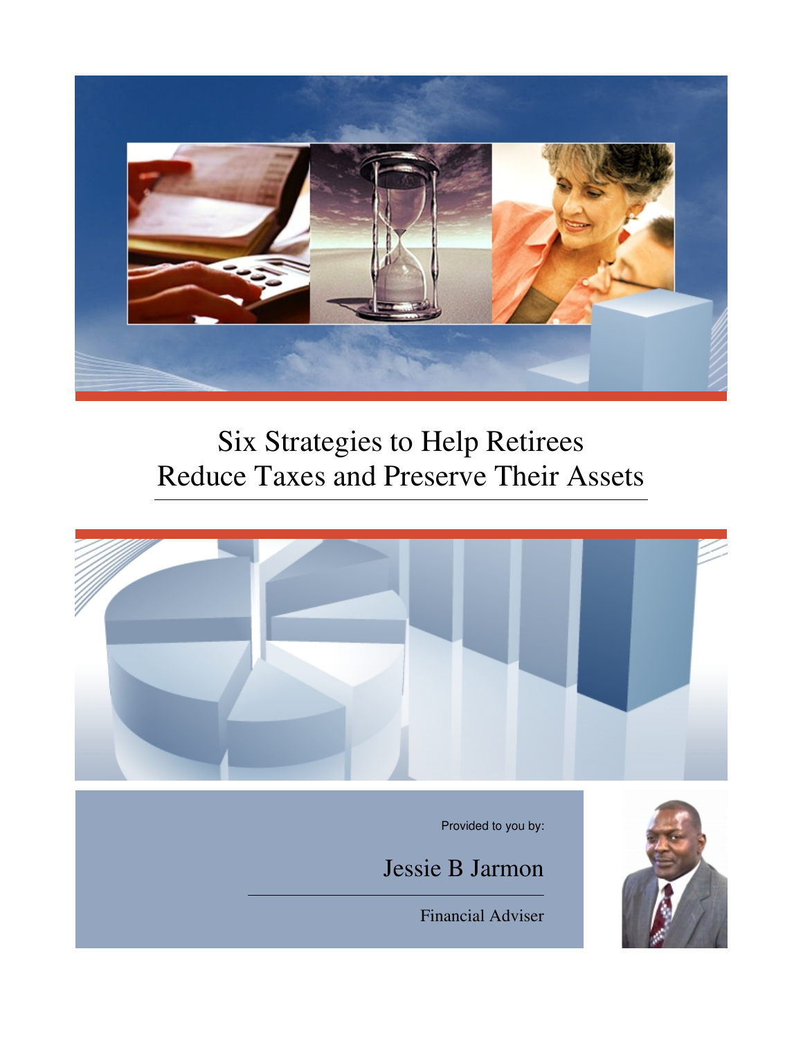# Six Strategies to Help Retirees Reduce Taxes and Preserve Their Assets

Provided to you by:

Jessie B Jarmon

Financial Adviser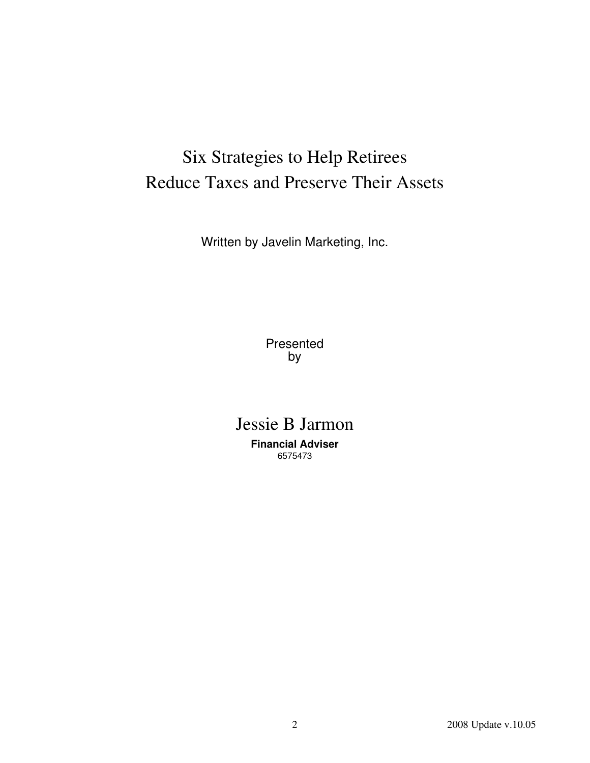# Six Strategies to Help Retirees Reduce Taxes and Preserve Their Assets

Written by Javelin Marketing, Inc.

Presented by

Jessie B Jarmon

**Financial Adviser**

6575473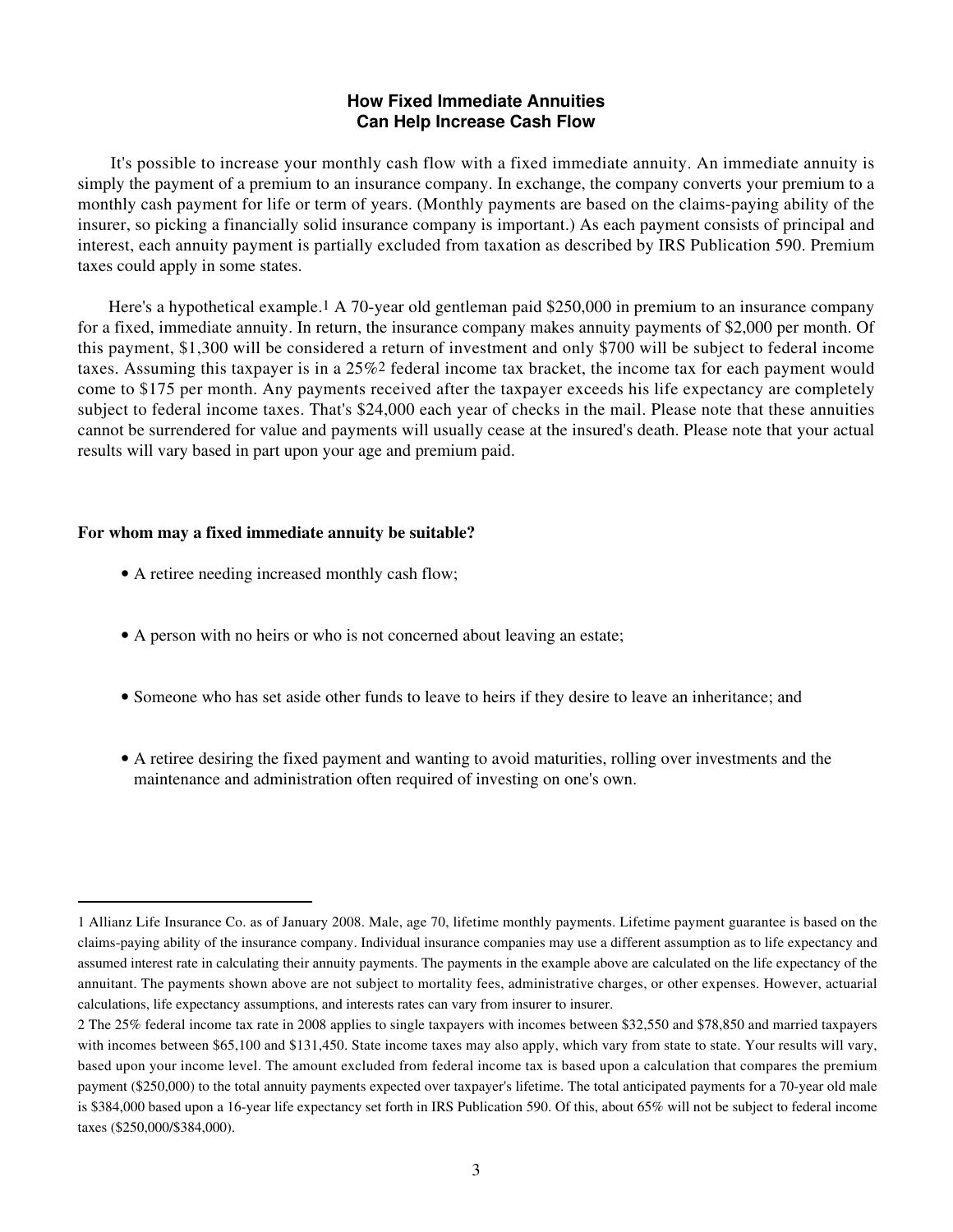## How Fixed Immediate Annuities Can Help Increase Cash Flow

It's possible to increase your monthly cash flow with a fixed immediate annuity. An immediate annuity is simply the payment of a premium to an insurance company. In exchange, the company converts your premium to a monthly cash payment for life or term of years. (Monthly payments are based on the claims-paying ability of the insurer, so picking a financially solid insurance company is important.) As each payment consists of principal and interest, each annuity payment is partially excluded from taxation as described by IRS Publication 590. Premium taxes could apply in some states.

Here's a hypothetical example.[1] A 70-year old gentleman paid $250,000 in premium to an insurance company for a fixed, immediate annuity. In return, the insurance company makes annuity payments of $2,000 per month. Of this payment, $1,300 will be considered a return of investment and only $700 will be subject to federal income taxes. Assuming this taxpayer is in a 25%[2] federal income tax bracket, the income tax for each payment would come to $175 per month. Any payments received after the taxpayer exceeds his life expectancy are completely subject to federal income taxes. That's $24,000 each year of checks in the mail. Please note that these annuities cannot be surrendered for value and payments will usually cease at the insured's death. Please note that your actual results will vary based in part upon your age and premium paid.

**For whom may a fixed immediate annuity be suitable?**

- A retiree needing increased monthly cash flow;
- A person with no heirs or who is not concerned about leaving an estate;
- Someone who has set aside other funds to leave to heirs if they desire to leave an inheritance; and
- A retiree desiring the fixed payment and wanting to avoid maturities, rolling over investments and the maintenance and administration often required of investing on one's own.

---

1 Allianz Life Insurance Co. as of January 2008. Male, age 70, lifetime monthly payments. Lifetime payment guarantee is based on the claims-paying ability of the insurance company. Individual insurance companies may use a different assumption as to life expectancy and assumed interest rate in calculating their annuity payments. The payments in the example above are calculated on the life expectancy of the annuitant. The payments shown above are not subject to mortality fees, administrative charges, or other expenses. However, actuarial calculations, life expectancy assumptions, and interests rates can vary from insurer to insurer.

2 The 25% federal income tax rate in 2008 applies to single taxpayers with incomes between $32,550 and $78,850 and married taxpayers with incomes between $65,100 and $131,450. State income taxes may also apply, which vary from state to state. Your results will vary, based upon your income level. The amount excluded from federal income tax is based upon a calculation that compares the premium payment ($250,000) to the total annuity payments expected over taxpayer's lifetime. The total anticipated payments for a 70-year old male is $384,000 based upon a 16-year life expectancy set forth in IRS Publication 590. Of this, about 65% will not be subject to federal income taxes ($250,000/$384,000).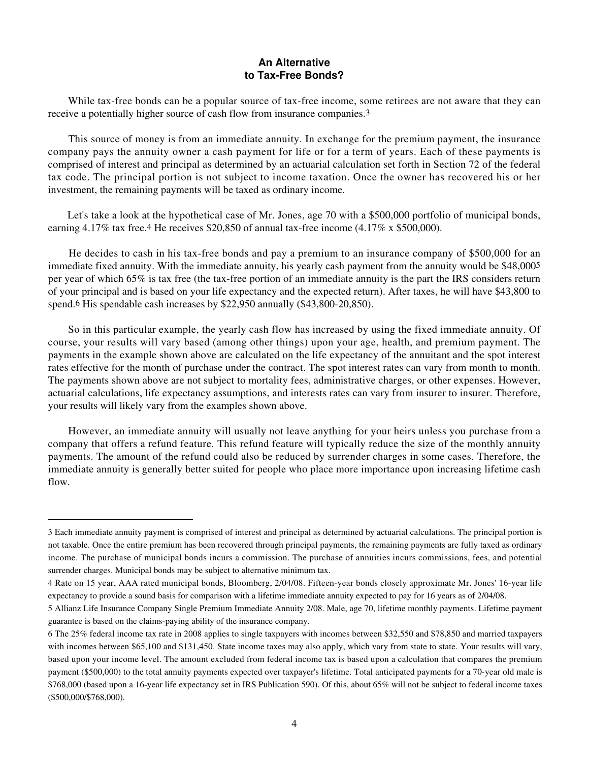## An Alternative to Tax-Free Bonds?

While tax-free bonds can be a popular source of tax-free income, some retirees are not aware that they can receive a potentially higher source of cash flow from insurance companies.[3]

This source of money is from an immediate annuity. In exchange for the premium payment, the insurance company pays the annuity owner a cash payment for life or for a term of years. Each of these payments is comprised of interest and principal as determined by an actuarial calculation set forth in Section 72 of the federal tax code. The principal portion is not subject to income taxation. Once the owner has recovered his or her investment, the remaining payments will be taxed as ordinary income.

Let's take a look at the hypothetical case of Mr. Jones, age 70 with a $500,000 portfolio of municipal bonds, earning 4.17% tax free.[4] He receives $20,850 of annual tax-free income (4.17% x $500,000).

He decides to cash in his tax-free bonds and pay a premium to an insurance company of $500,000 for an immediate fixed annuity. With the immediate annuity, his yearly cash payment from the annuity would be $48,000[5] per year of which 65% is tax free (the tax-free portion of an immediate annuity is the part the IRS considers return of your principal and is based on your life expectancy and the expected return). After taxes, he will have $43,800 to spend.[6] His spendable cash increases by $22,950 annually ($43,800-20,850).

So in this particular example, the yearly cash flow has increased by using the fixed immediate annuity. Of course, your results will vary based (among other things) upon your age, health, and premium payment. The payments in the example shown above are calculated on the life expectancy of the annuitant and the spot interest rates effective for the month of purchase under the contract. The spot interest rates can vary from month to month. The payments shown above are not subject to mortality fees, administrative charges, or other expenses. However, actuarial calculations, life expectancy assumptions, and interests rates can vary from insurer to insurer. Therefore, your results will likely vary from the examples shown above.

However, an immediate annuity will usually not leave anything for your heirs unless you purchase from a company that offers a refund feature. This refund feature will typically reduce the size of the monthly annuity payments. The amount of the refund could also be reduced by surrender charges in some cases. Therefore, the immediate annuity is generally better suited for people who place more importance upon increasing lifetime cash flow.

---

3 Each immediate annuity payment is comprised of interest and principal as determined by actuarial calculations. The principal portion is not taxable. Once the entire premium has been recovered through principal payments, the remaining payments are fully taxed as ordinary income. The purchase of municipal bonds incurs a commission. The purchase of annuities incurs commissions, fees, and potential surrender charges. Municipal bonds may be subject to alternative minimum tax.

4 Rate on 15 year, AAA rated municipal bonds, Bloomberg, 2/04/08. Fifteen-year bonds closely approximate Mr. Jones' 16-year life expectancy to provide a sound basis for comparison with a lifetime immediate annuity expected to pay for 16 years as of 2/04/08.

5 Allianz Life Insurance Company Single Premium Immediate Annuity 2/08. Male, age 70, lifetime monthly payments. Lifetime payment guarantee is based on the claims-paying ability of the insurance company.

6 The 25% federal income tax rate in 2008 applies to single taxpayers with incomes between $32,550 and $78,850 and married taxpayers with incomes between $65,100 and $131,450. State income taxes may also apply, which vary from state to state. Your results will vary, based upon your income level. The amount excluded from federal income tax is based upon a calculation that compares the premium payment ($500,000) to the total annuity payments expected over taxpayer's lifetime. Total anticipated payments for a 70-year old male is $768,000 (based upon a 16-year life expectancy set in IRS Publication 590). Of this, about 65% will not be subject to federal income taxes ($500,000/$768,000).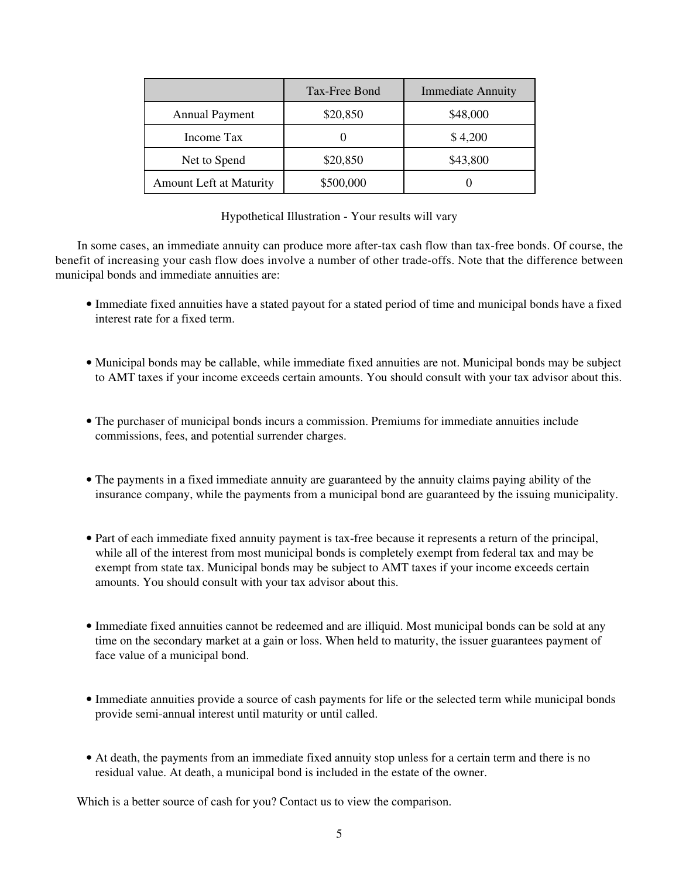| | Tax-Free Bond | Immediate Annuity |
|---|---|---|
| Annual Payment | $20,850 | $48,000 |
| Income Tax | 0 | $ 4,200 |
| Net to Spend | $20,850 | $43,800 |
| Amount Left at Maturity | $500,000 | 0 |

Hypothetical Illustration - Your results will vary

In some cases, an immediate annuity can produce more after-tax cash flow than tax-free bonds. Of course, the benefit of increasing your cash flow does involve a number of other trade-offs. Note that the difference between municipal bonds and immediate annuities are:

- Immediate fixed annuities have a stated payout for a stated period of time and municipal bonds have a fixed interest rate for a fixed term.

- Municipal bonds may be callable, while immediate fixed annuities are not. Municipal bonds may be subject to AMT taxes if your income exceeds certain amounts. You should consult with your tax advisor about this.

- The purchaser of municipal bonds incurs a commission. Premiums for immediate annuities include commissions, fees, and potential surrender charges.

- The payments in a fixed immediate annuity are guaranteed by the annuity claims paying ability of the insurance company, while the payments from a municipal bond are guaranteed by the issuing municipality.

- Part of each immediate fixed annuity payment is tax-free because it represents a return of the principal, while all of the interest from most municipal bonds is completely exempt from federal tax and may be exempt from state tax. Municipal bonds may be subject to AMT taxes if your income exceeds certain amounts. You should consult with your tax advisor about this.

- Immediate fixed annuities cannot be redeemed and are illiquid. Most municipal bonds can be sold at any time on the secondary market at a gain or loss. When held to maturity, the issuer guarantees payment of face value of a municipal bond.

- Immediate annuities provide a source of cash payments for life or the selected term while municipal bonds provide semi-annual interest until maturity or until called.

- At death, the payments from an immediate fixed annuity stop unless for a certain term and there is no residual value. At death, a municipal bond is included in the estate of the owner.

Which is a better source of cash for you? Contact us to view the comparison.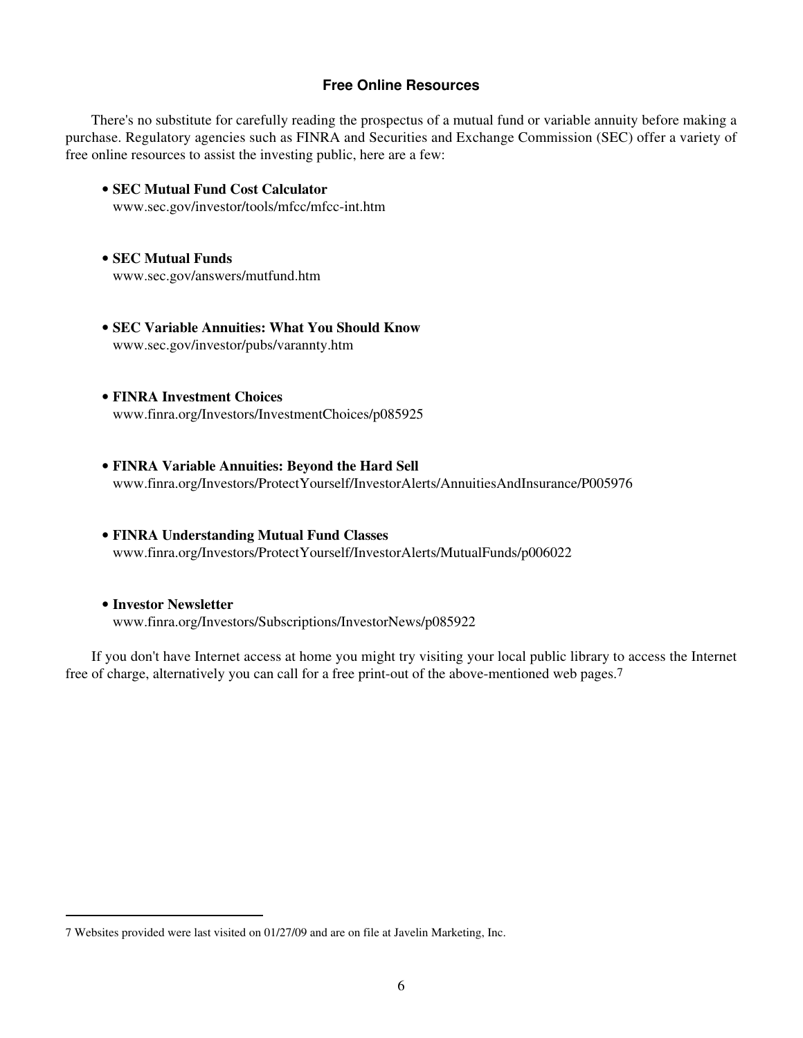## Free Online Resources

There's no substitute for carefully reading the prospectus of a mutual fund or variable annuity before making a purchase. Regulatory agencies such as FINRA and Securities and Exchange Commission (SEC) offer a variety of free online resources to assist the investing public, here are a few:

- **SEC Mutual Fund Cost Calculator**
  www.sec.gov/investor/tools/mfcc/mfcc-int.htm

- **SEC Mutual Funds**
  www.sec.gov/answers/mutfund.htm

- **SEC Variable Annuities: What You Should Know**
  www.sec.gov/investor/pubs/varannty.htm

- **FINRA Investment Choices**
  www.finra.org/Investors/InvestmentChoices/p085925

- **FINRA Variable Annuities: Beyond the Hard Sell**
  www.finra.org/Investors/ProtectYourself/InvestorAlerts/AnnuitiesAndInsurance/P005976

- **FINRA Understanding Mutual Fund Classes**
  www.finra.org/Investors/ProtectYourself/InvestorAlerts/MutualFunds/p006022

- **Investor Newsletter**
  www.finra.org/Investors/Subscriptions/InvestorNews/p085922

If you don't have Internet access at home you might try visiting your local public library to access the Internet free of charge, alternatively you can call for a free print-out of the above-mentioned web pages.[7]

---

7 Websites provided were last visited on 01/27/09 and are on file at Javelin Marketing, Inc.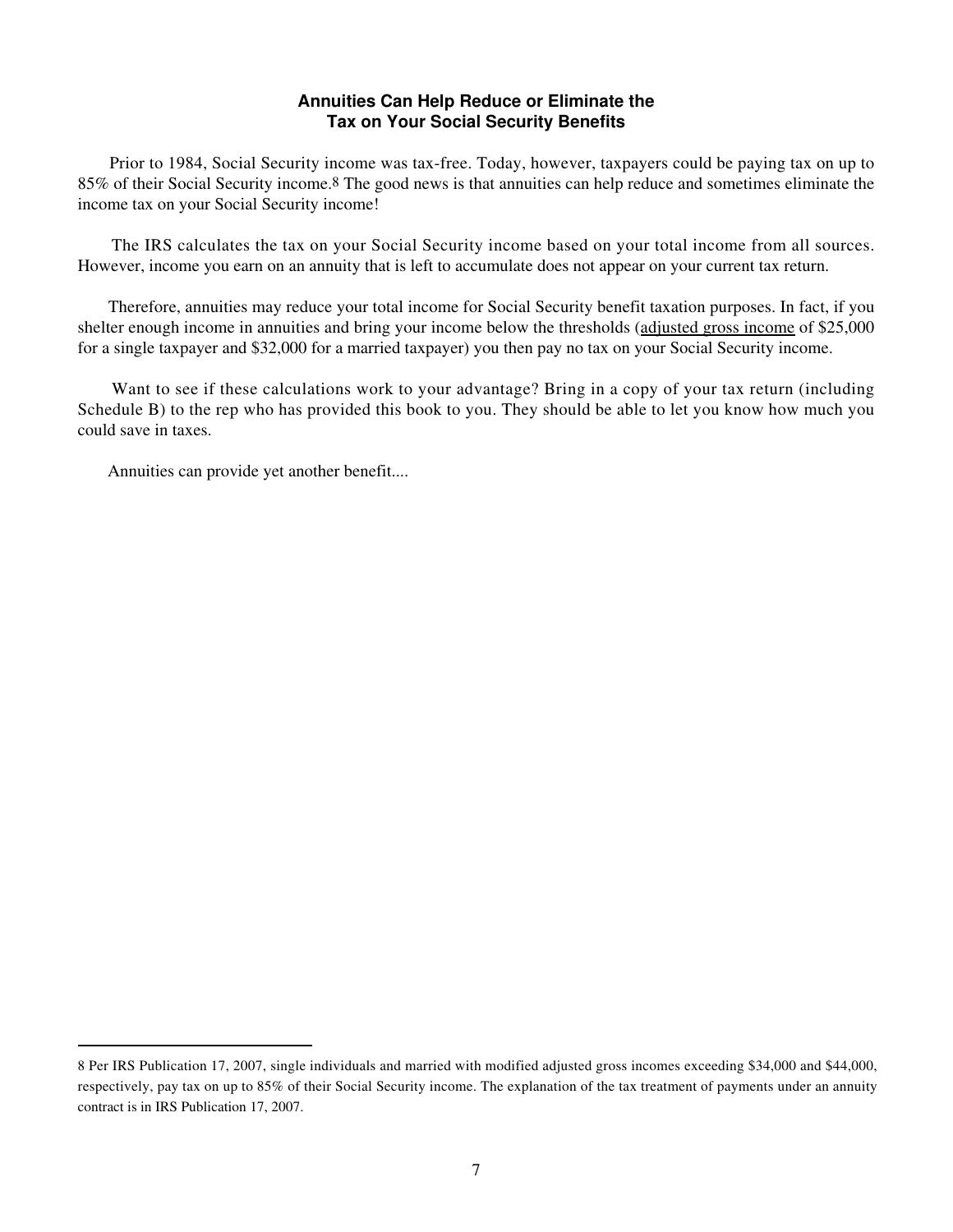### Annuities Can Help Reduce or Eliminate the Tax on Your Social Security Benefits

Prior to 1984, Social Security income was tax-free. Today, however, taxpayers could be paying tax on up to 85% of their Social Security income.[8] The good news is that annuities can help reduce and sometimes eliminate the income tax on your Social Security income!

The IRS calculates the tax on your Social Security income based on your total income from all sources. However, income you earn on an annuity that is left to accumulate does not appear on your current tax return.

Therefore, annuities may reduce your total income for Social Security benefit taxation purposes. In fact, if you shelter enough income in annuities and bring your income below the thresholds (adjusted gross income of $25,000 for a single taxpayer and $32,000 for a married taxpayer) you then pay no tax on your Social Security income.

Want to see if these calculations work to your advantage? Bring in a copy of your tax return (including Schedule B) to the rep who has provided this book to you. They should be able to let you know how much you could save in taxes.

Annuities can provide yet another benefit....

---

8 Per IRS Publication 17, 2007, single individuals and married with modified adjusted gross incomes exceeding $34,000 and $44,000, respectively, pay tax on up to 85% of their Social Security income. The explanation of the tax treatment of payments under an annuity contract is in IRS Publication 17, 2007.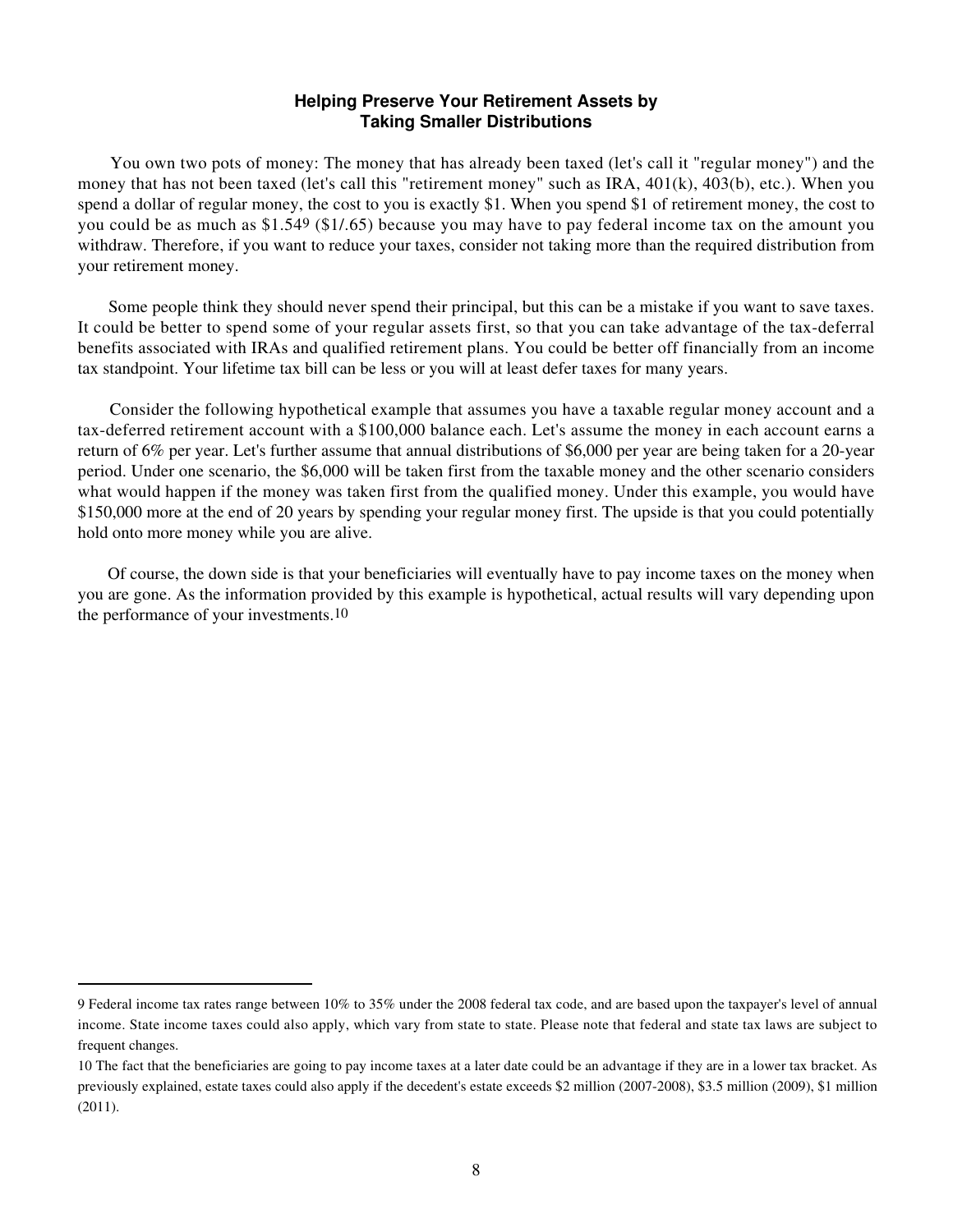## Helping Preserve Your Retirement Assets by Taking Smaller Distributions

You own two pots of money: The money that has already been taxed (let's call it "regular money") and the money that has not been taxed (let's call this "retirement money" such as IRA, 401(k), 403(b), etc.). When you spend a dollar of regular money, the cost to you is exactly $1. When you spend $1 of retirement money, the cost to you could be as much as $1.54[9] ($1/.65) because you may have to pay federal income tax on the amount you withdraw. Therefore, if you want to reduce your taxes, consider not taking more than the required distribution from your retirement money.

Some people think they should never spend their principal, but this can be a mistake if you want to save taxes. It could be better to spend some of your regular assets first, so that you can take advantage of the tax-deferral benefits associated with IRAs and qualified retirement plans. You could be better off financially from an income tax standpoint. Your lifetime tax bill can be less or you will at least defer taxes for many years.

Consider the following hypothetical example that assumes you have a taxable regular money account and a tax-deferred retirement account with a $100,000 balance each. Let's assume the money in each account earns a return of 6% per year. Let's further assume that annual distributions of $6,000 per year are being taken for a 20-year period. Under one scenario, the $6,000 will be taken first from the taxable money and the other scenario considers what would happen if the money was taken first from the qualified money. Under this example, you would have $150,000 more at the end of 20 years by spending your regular money first. The upside is that you could potentially hold onto more money while you are alive.

Of course, the down side is that your beneficiaries will eventually have to pay income taxes on the money when you are gone. As the information provided by this example is hypothetical, actual results will vary depending upon the performance of your investments.[10]

---

9 Federal income tax rates range between 10% to 35% under the 2008 federal tax code, and are based upon the taxpayer's level of annual income. State income taxes could also apply, which vary from state to state. Please note that federal and state tax laws are subject to frequent changes.

10 The fact that the beneficiaries are going to pay income taxes at a later date could be an advantage if they are in a lower tax bracket. As previously explained, estate taxes could also apply if the decedent's estate exceeds $2 million (2007-2008), $3.5 million (2009), $1 million (2011).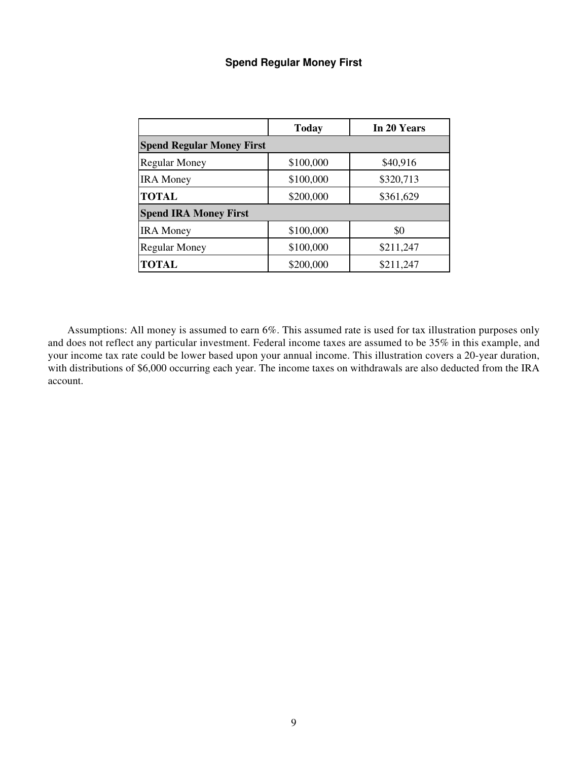## Spend Regular Money First

| | Today | In 20 Years |
|---|---|---|
| **Spend Regular Money First** | | |
| Regular Money | $100,000 | $40,916 |
| IRA Money | $100,000 | $320,713 |
| **TOTAL** | $200,000 | $361,629 |
| **Spend IRA Money First** | | |
| IRA Money | $100,000 | $0 |
| Regular Money | $100,000 | $211,247 |
| **TOTAL** | $200,000 | $211,247 |

Assumptions: All money is assumed to earn 6%. This assumed rate is used for tax illustration purposes only and does not reflect any particular investment. Federal income taxes are assumed to be 35% in this example, and your income tax rate could be lower based upon your annual income. This illustration covers a 20-year duration, with distributions of $6,000 occurring each year. The income taxes on withdrawals are also deducted from the IRA account.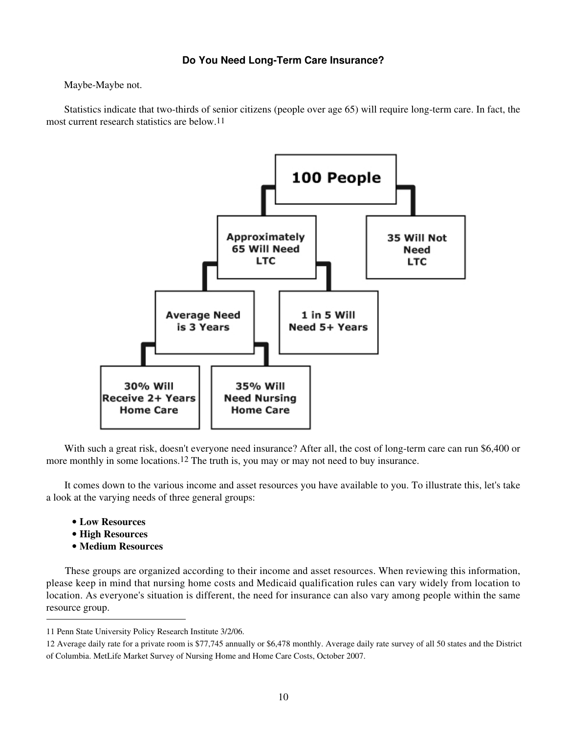### Do You Need Long-Term Care Insurance?

Maybe-Maybe not.

Statistics indicate that two-thirds of senior citizens (people over age 65) will require long-term care. In fact, the most current research statistics are below.[11]

- **100 People**
  - **Approximately 65 Will Need LTC**
    - **Average Need is 3 Years**
      - **30% Will Receive 2+ Years Home Care**
      - **35% Will Need Nursing Home Care**
    - **1 in 5 Will Need 5+ Years**
  - **35 Will Not Need LTC**

With such a great risk, doesn't everyone need insurance? After all, the cost of long-term care can run $6,400 or more monthly in some locations.[12] The truth is, you may or may not need to buy insurance.

It comes down to the various income and asset resources you have available to you. To illustrate this, let's take a look at the varying needs of three general groups:

- **Low Resources**
- **High Resources**
- **Medium Resources**

These groups are organized according to their income and asset resources. When reviewing this information, please keep in mind that nursing home costs and Medicaid qualification rules can vary widely from location to location. As everyone's situation is different, the need for insurance can also vary among people within the same resource group.

---

11 Penn State University Policy Research Institute 3/2/06.

12 Average daily rate for a private room is $77,745 annually or $6,478 monthly. Average daily rate survey of all 50 states and the District of Columbia. MetLife Market Survey of Nursing Home and Home Care Costs, October 2007.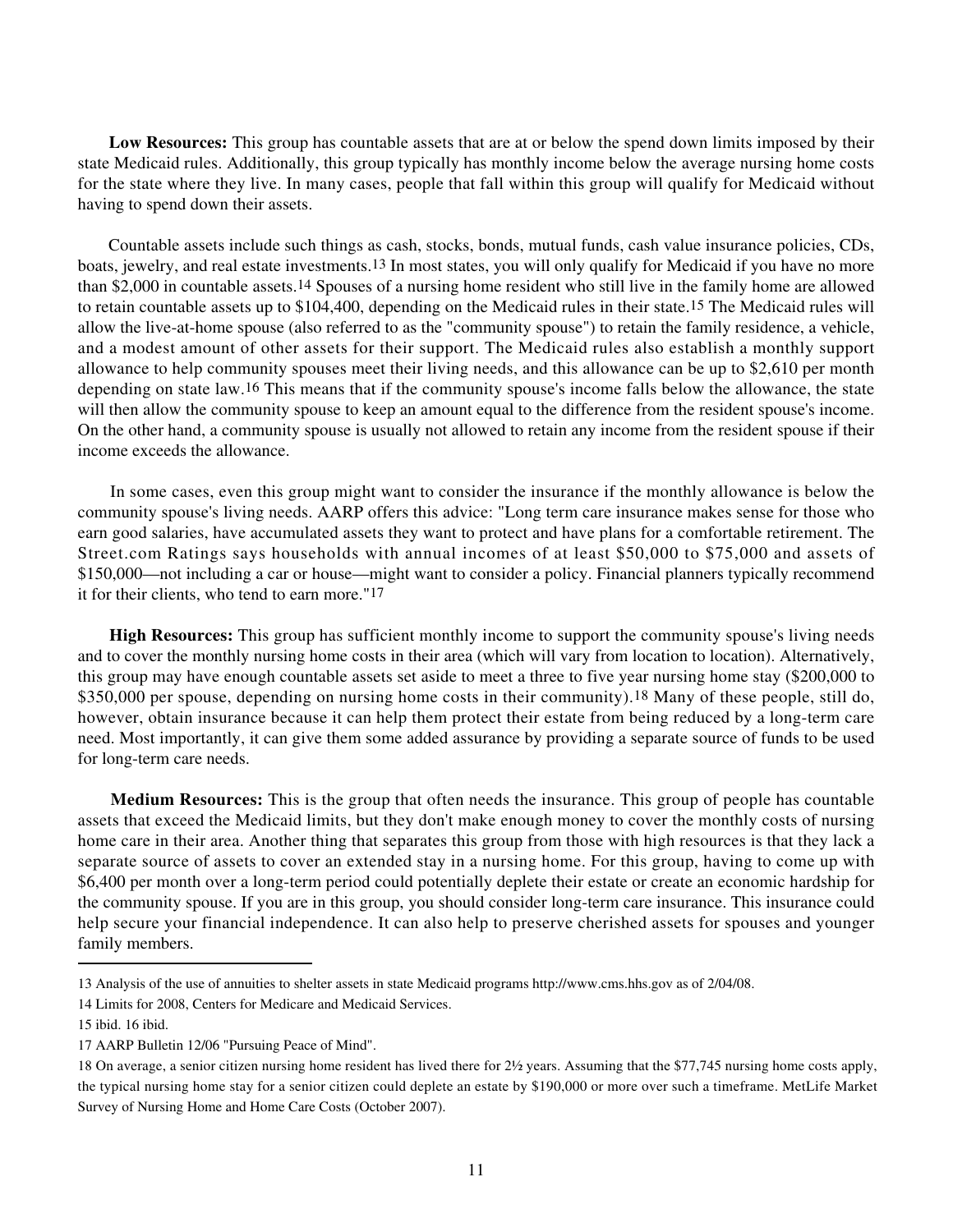**Low Resources:** This group has countable assets that are at or below the spend down limits imposed by their state Medicaid rules. Additionally, this group typically has monthly income below the average nursing home costs for the state where they live. In many cases, people that fall within this group will qualify for Medicaid without having to spend down their assets.

Countable assets include such things as cash, stocks, bonds, mutual funds, cash value insurance policies, CDs, boats, jewelry, and real estate investments.[13] In most states, you will only qualify for Medicaid if you have no more than $2,000 in countable assets.[14] Spouses of a nursing home resident who still live in the family home are allowed to retain countable assets up to $104,400, depending on the Medicaid rules in their state.[15] The Medicaid rules will allow the live-at-home spouse (also referred to as the "community spouse") to retain the family residence, a vehicle, and a modest amount of other assets for their support. The Medicaid rules also establish a monthly support allowance to help community spouses meet their living needs, and this allowance can be up to $2,610 per month depending on state law.[16] This means that if the community spouse's income falls below the allowance, the state will then allow the community spouse to keep an amount equal to the difference from the resident spouse's income. On the other hand, a community spouse is usually not allowed to retain any income from the resident spouse if their income exceeds the allowance.

In some cases, even this group might want to consider the insurance if the monthly allowance is below the community spouse's living needs. AARP offers this advice: "Long term care insurance makes sense for those who earn good salaries, have accumulated assets they want to protect and have plans for a comfortable retirement. The Street.com Ratings says households with annual incomes of at least $50,000 to $75,000 and assets of $150,000—not including a car or house—might want to consider a policy. Financial planners typically recommend it for their clients, who tend to earn more."[17]

**High Resources:** This group has sufficient monthly income to support the community spouse's living needs and to cover the monthly nursing home costs in their area (which will vary from location to location). Alternatively, this group may have enough countable assets set aside to meet a three to five year nursing home stay ($200,000 to $350,000 per spouse, depending on nursing home costs in their community).[18] Many of these people, still do, however, obtain insurance because it can help them protect their estate from being reduced by a long-term care need. Most importantly, it can give them some added assurance by providing a separate source of funds to be used for long-term care needs.

**Medium Resources:** This is the group that often needs the insurance. This group of people has countable assets that exceed the Medicaid limits, but they don't make enough money to cover the monthly costs of nursing home care in their area. Another thing that separates this group from those with high resources is that they lack a separate source of assets to cover an extended stay in a nursing home. For this group, having to come up with $6,400 per month over a long-term period could potentially deplete their estate or create an economic hardship for the community spouse. If you are in this group, you should consider long-term care insurance. This insurance could help secure your financial independence. It can also help to preserve cherished assets for spouses and younger family members.

---

13 Analysis of the use of annuities to shelter assets in state Medicaid programs http://www.cms.hhs.gov as of 2/04/08.

14 Limits for 2008, Centers for Medicare and Medicaid Services.

15 ibid. 16 ibid.

17 AARP Bulletin 12/06 "Pursuing Peace of Mind".

18 On average, a senior citizen nursing home resident has lived there for 2½ years. Assuming that the $77,745 nursing home costs apply, the typical nursing home stay for a senior citizen could deplete an estate by $190,000 or more over such a timeframe. MetLife Market Survey of Nursing Home and Home Care Costs (October 2007).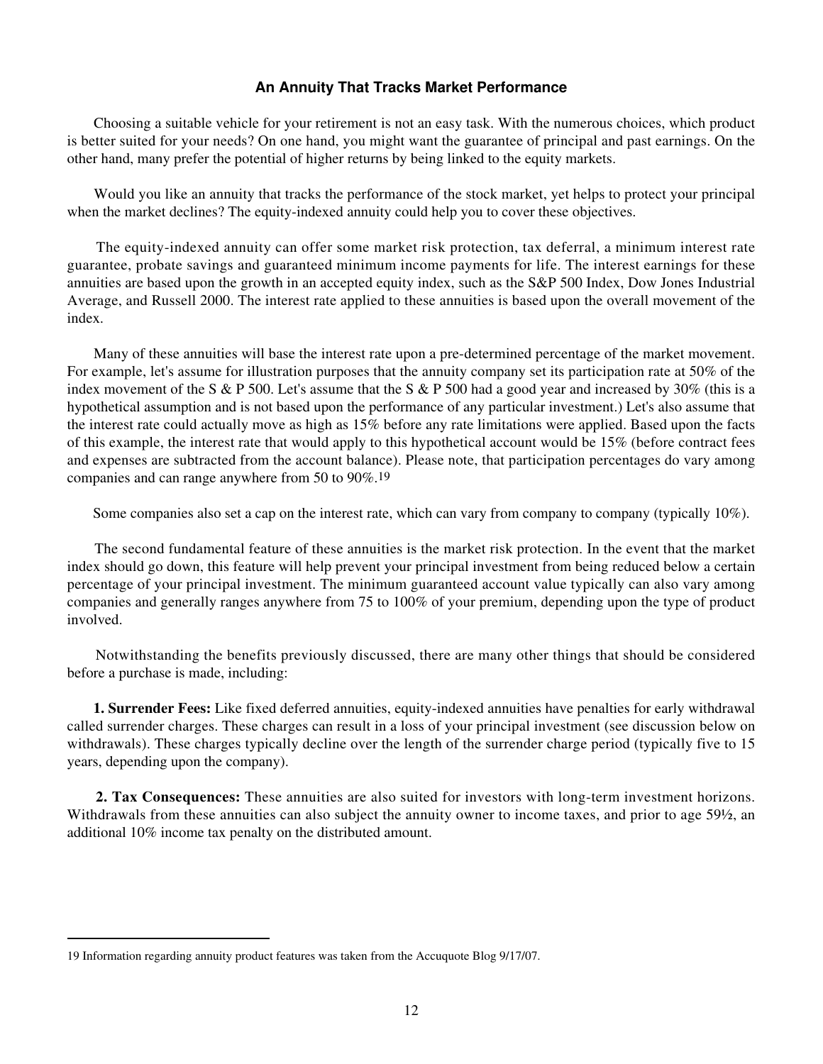### An Annuity That Tracks Market Performance

Choosing a suitable vehicle for your retirement is not an easy task. With the numerous choices, which product is better suited for your needs? On one hand, you might want the guarantee of principal and past earnings. On the other hand, many prefer the potential of higher returns by being linked to the equity markets.

Would you like an annuity that tracks the performance of the stock market, yet helps to protect your principal when the market declines? The equity-indexed annuity could help you to cover these objectives.

The equity-indexed annuity can offer some market risk protection, tax deferral, a minimum interest rate guarantee, probate savings and guaranteed minimum income payments for life. The interest earnings for these annuities are based upon the growth in an accepted equity index, such as the S&P 500 Index, Dow Jones Industrial Average, and Russell 2000. The interest rate applied to these annuities is based upon the overall movement of the index.

Many of these annuities will base the interest rate upon a pre-determined percentage of the market movement. For example, let's assume for illustration purposes that the annuity company set its participation rate at 50% of the index movement of the S & P 500. Let's assume that the S & P 500 had a good year and increased by 30% (this is a hypothetical assumption and is not based upon the performance of any particular investment.) Let's also assume that the interest rate could actually move as high as 15% before any rate limitations were applied. Based upon the facts of this example, the interest rate that would apply to this hypothetical account would be 15% (before contract fees and expenses are subtracted from the account balance). Please note, that participation percentages do vary among companies and can range anywhere from 50 to 90%.[19]

Some companies also set a cap on the interest rate, which can vary from company to company (typically 10%).

The second fundamental feature of these annuities is the market risk protection. In the event that the market index should go down, this feature will help prevent your principal investment from being reduced below a certain percentage of your principal investment. The minimum guaranteed account value typically can also vary among companies and generally ranges anywhere from 75 to 100% of your premium, depending upon the type of product involved.

Notwithstanding the benefits previously discussed, there are many other things that should be considered before a purchase is made, including:

**1. Surrender Fees:** Like fixed deferred annuities, equity-indexed annuities have penalties for early withdrawal called surrender charges. These charges can result in a loss of your principal investment (see discussion below on withdrawals). These charges typically decline over the length of the surrender charge period (typically five to 15 years, depending upon the company).

**2. Tax Consequences:** These annuities are also suited for investors with long-term investment horizons. Withdrawals from these annuities can also subject the annuity owner to income taxes, and prior to age 59½, an additional 10% income tax penalty on the distributed amount.

---

19 Information regarding annuity product features was taken from the Accuquote Blog 9/17/07.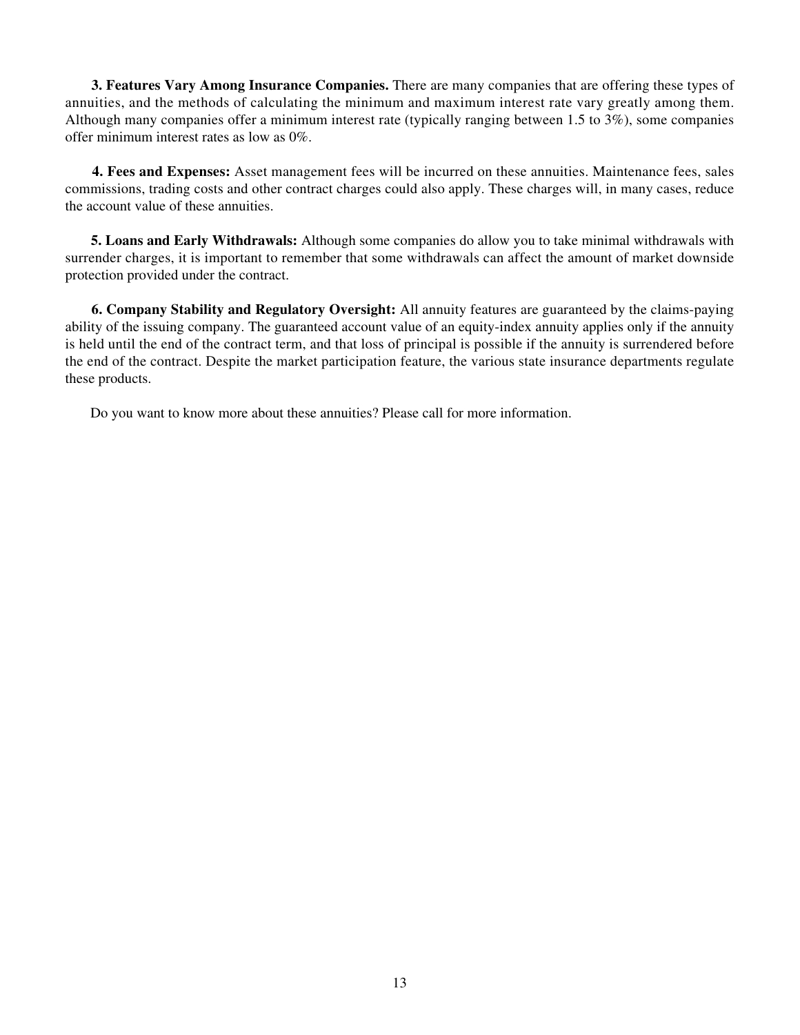**3. Features Vary Among Insurance Companies.** There are many companies that are offering these types of annuities, and the methods of calculating the minimum and maximum interest rate vary greatly among them. Although many companies offer a minimum interest rate (typically ranging between 1.5 to 3%), some companies offer minimum interest rates as low as 0%.

**4. Fees and Expenses:** Asset management fees will be incurred on these annuities. Maintenance fees, sales commissions, trading costs and other contract charges could also apply. These charges will, in many cases, reduce the account value of these annuities.

**5. Loans and Early Withdrawals:** Although some companies do allow you to take minimal withdrawals with surrender charges, it is important to remember that some withdrawals can affect the amount of market downside protection provided under the contract.

**6. Company Stability and Regulatory Oversight:** All annuity features are guaranteed by the claims-paying ability of the issuing company. The guaranteed account value of an equity-index annuity applies only if the annuity is held until the end of the contract term, and that loss of principal is possible if the annuity is surrendered before the end of the contract. Despite the market participation feature, the various state insurance departments regulate these products.

Do you want to know more about these annuities? Please call for more information.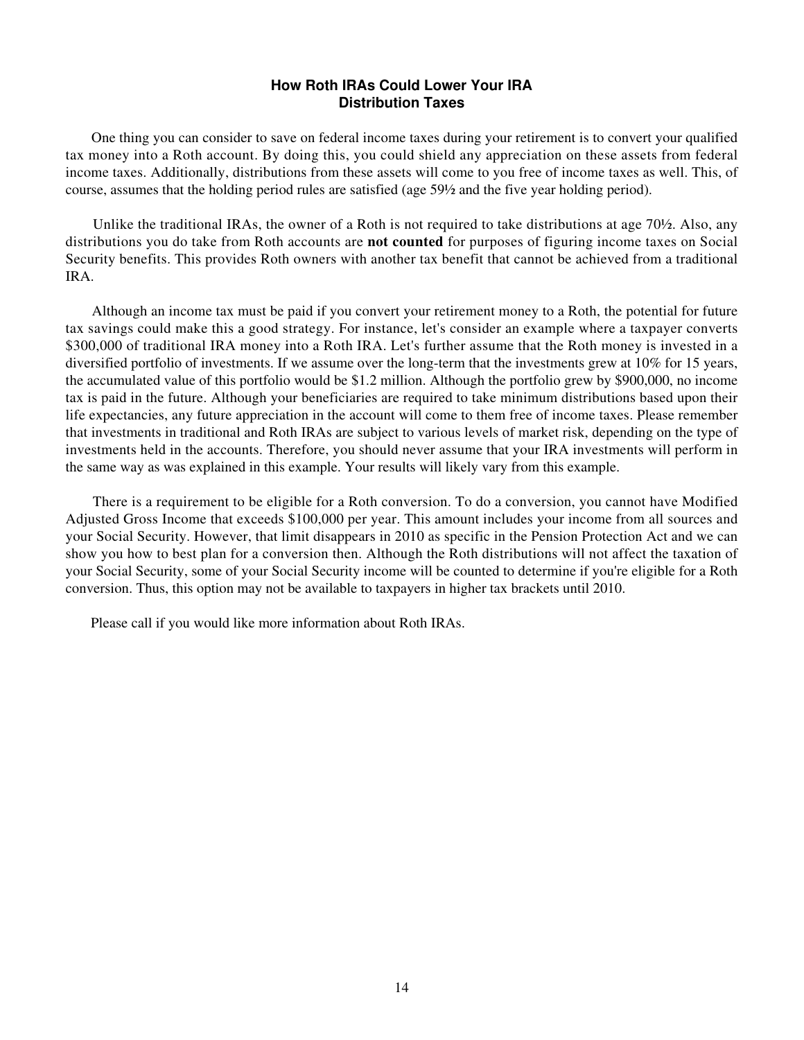## How Roth IRAs Could Lower Your IRA Distribution Taxes

One thing you can consider to save on federal income taxes during your retirement is to convert your qualified tax money into a Roth account. By doing this, you could shield any appreciation on these assets from federal income taxes. Additionally, distributions from these assets will come to you free of income taxes as well. This, of course, assumes that the holding period rules are satisfied (age 59½ and the five year holding period).

Unlike the traditional IRAs, the owner of a Roth is not required to take distributions at age 70½. Also, any distributions you do take from Roth accounts are **not counted** for purposes of figuring income taxes on Social Security benefits. This provides Roth owners with another tax benefit that cannot be achieved from a traditional IRA.

Although an income tax must be paid if you convert your retirement money to a Roth, the potential for future tax savings could make this a good strategy. For instance, let's consider an example where a taxpayer converts $300,000 of traditional IRA money into a Roth IRA. Let's further assume that the Roth money is invested in a diversified portfolio of investments. If we assume over the long-term that the investments grew at 10% for 15 years, the accumulated value of this portfolio would be $1.2 million. Although the portfolio grew by $900,000, no income tax is paid in the future. Although your beneficiaries are required to take minimum distributions based upon their life expectancies, any future appreciation in the account will come to them free of income taxes. Please remember that investments in traditional and Roth IRAs are subject to various levels of market risk, depending on the type of investments held in the accounts. Therefore, you should never assume that your IRA investments will perform in the same way as was explained in this example. Your results will likely vary from this example.

There is a requirement to be eligible for a Roth conversion. To do a conversion, you cannot have Modified Adjusted Gross Income that exceeds $100,000 per year. This amount includes your income from all sources and your Social Security. However, that limit disappears in 2010 as specific in the Pension Protection Act and we can show you how to best plan for a conversion then. Although the Roth distributions will not affect the taxation of your Social Security, some of your Social Security income will be counted to determine if you're eligible for a Roth conversion. Thus, this option may not be available to taxpayers in higher tax brackets until 2010.

Please call if you would like more information about Roth IRAs.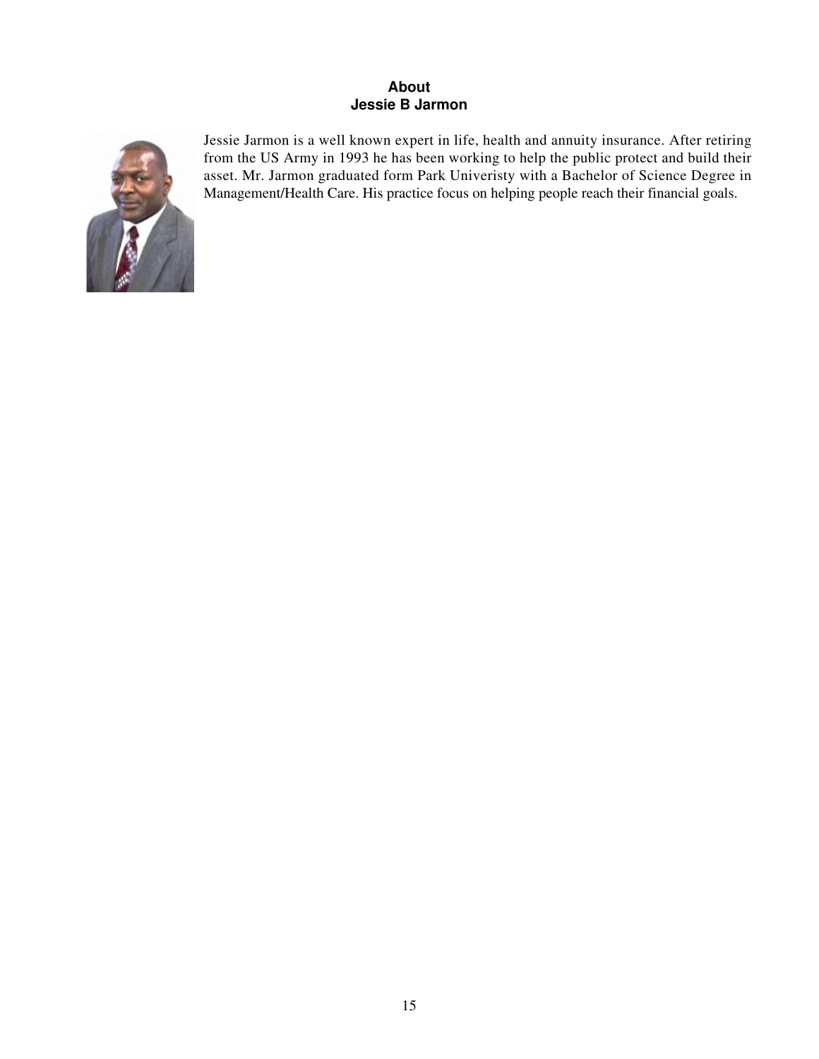## About
## Jessie B Jarmon

Jessie Jarmon is a well known expert in life, health and annuity insurance. After retiring from the US Army in 1993 he has been working to help the public protect and build their asset. Mr. Jarmon graduated form Park Univeristy with a Bachelor of Science Degree in Management/Health Care. His practice focus on helping people reach their financial goals.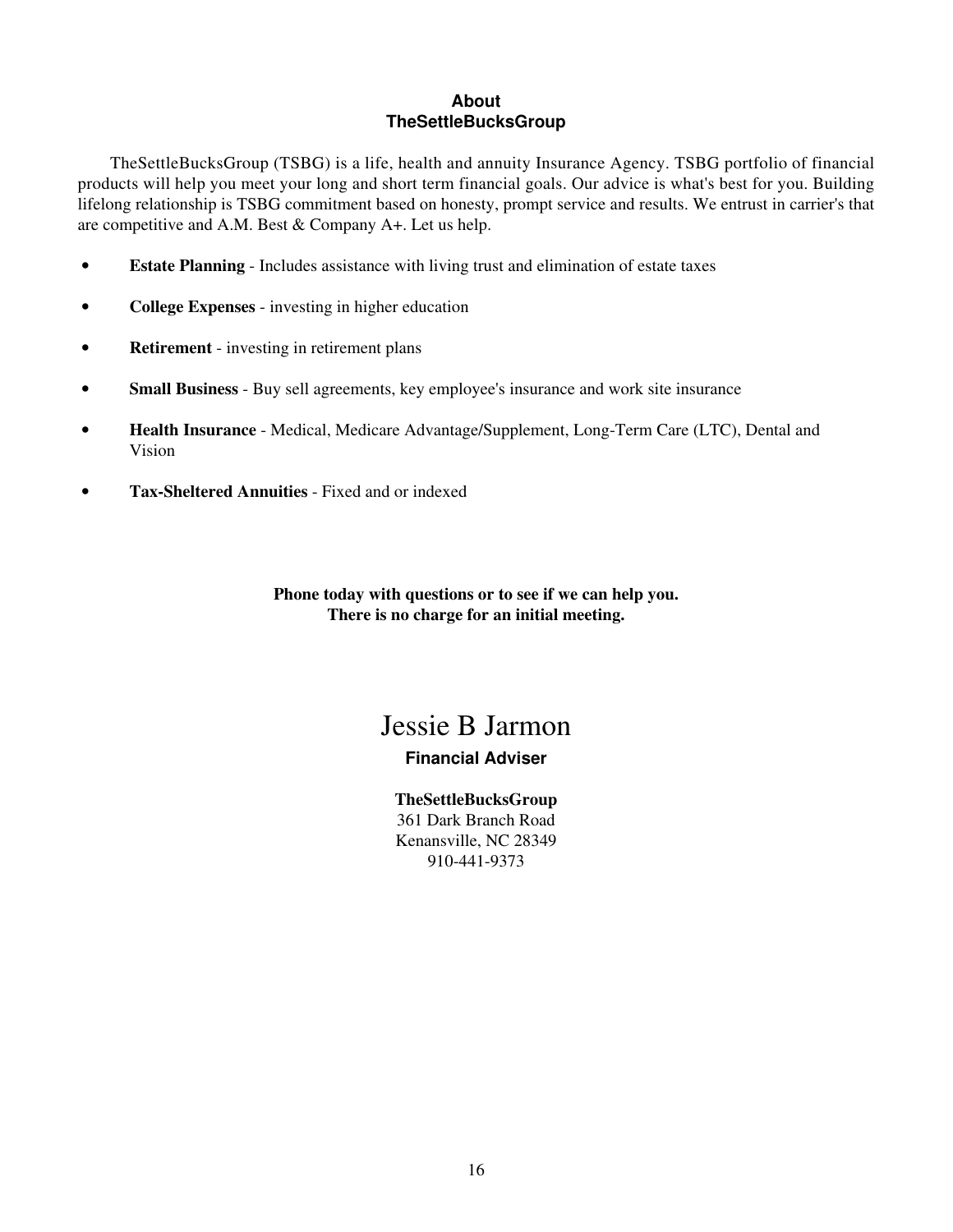## About
## TheSettleBucksGroup

TheSettleBucksGroup (TSBG) is a life, health and annuity Insurance Agency. TSBG portfolio of financial products will help you meet your long and short term financial goals. Our advice is what's best for you. Building lifelong relationship is TSBG commitment based on honesty, prompt service and results. We entrust in carrier's that are competitive and A.M. Best & Company A+. Let us help.

- **Estate Planning** - Includes assistance with living trust and elimination of estate taxes
- **College Expenses** - investing in higher education
- **Retirement** - investing in retirement plans
- **Small Business** - Buy sell agreements, key employee's insurance and work site insurance
- **Health Insurance** - Medical, Medicare Advantage/Supplement, Long-Term Care (LTC), Dental and Vision
- **Tax-Sheltered Annuities** - Fixed and or indexed

**Phone today with questions or to see if we can help you.**
**There is no charge for an initial meeting.**

# Jessie B Jarmon

**Financial Adviser**

**TheSettleBucksGroup**
361 Dark Branch Road
Kenansville, NC 28349
910-441-9373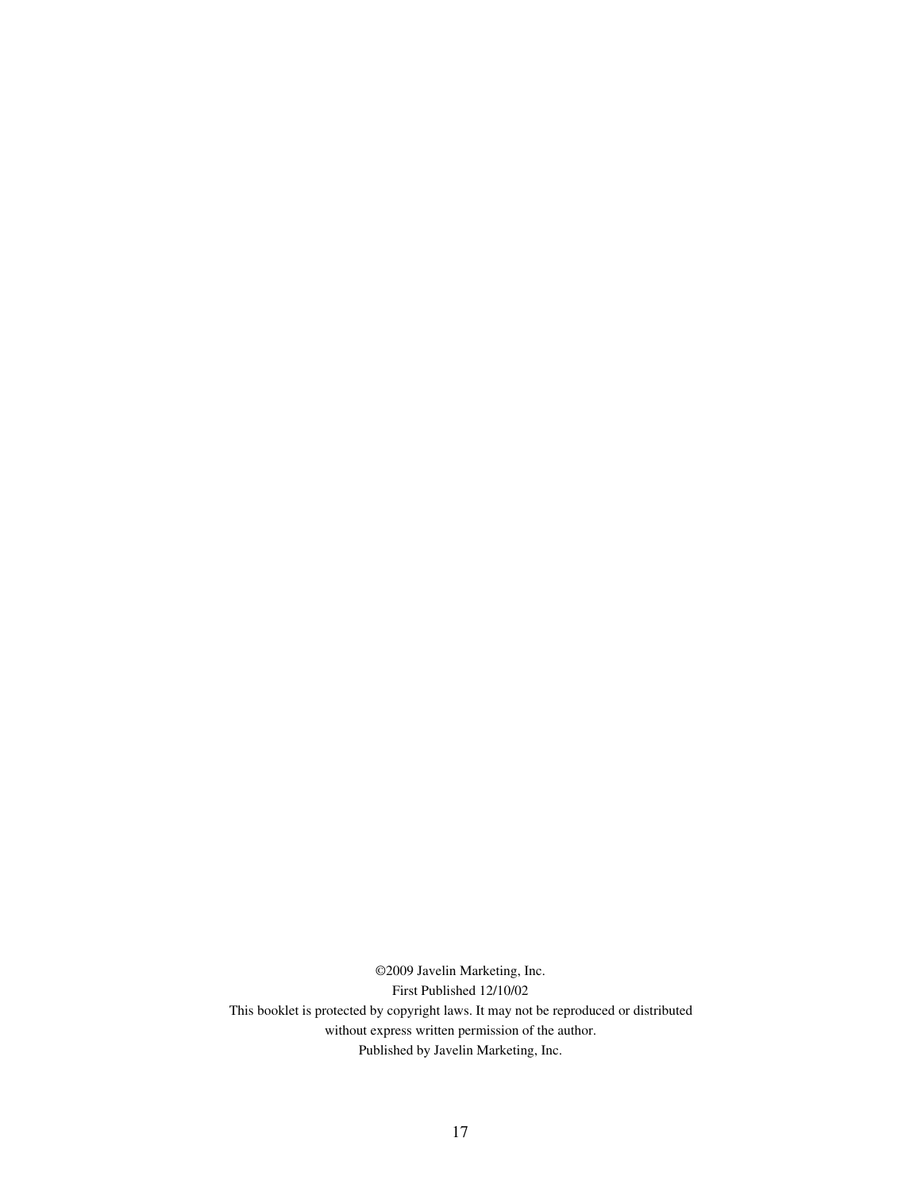©2009 Javelin Marketing, Inc.

First Published 12/10/02

This booklet is protected by copyright laws. It may not be reproduced or distributed without express written permission of the author.

Published by Javelin Marketing, Inc.